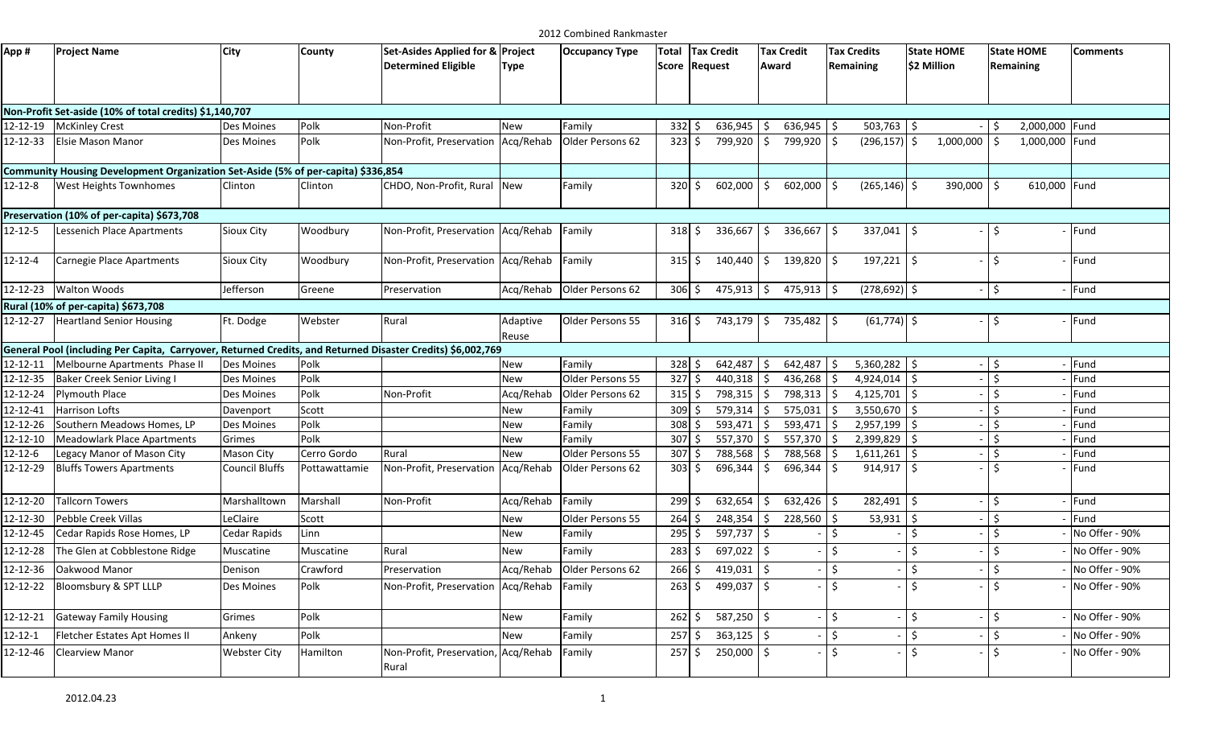2012 Combined Rankmaster

| App # | Project Name | City | County | Set-Asides Applied for & Determined Eligible | Project Type | Occupancy Type | Total Score | Tax Credit Request | Tax Credit Award | Tax Credits Remaining | State HOME $2 Million | State HOME Remaining | Comments |
|---|---|---|---|---|---|---|---|---|---|---|---|---|---|
| **Non-Profit Set-aside (10% of total credits) $1,140,707** | | | | | | | | | | | | | |
| 12-12-19 | McKinley Crest | Des Moines | Polk | Non-Profit | New | Family | 332 | $ 636,945 | $ 636,945 | $ 503,763 | $ - | $ 2,000,000 | Fund |
| 12-12-33 | Elsie Mason Manor | Des Moines | Polk | Non-Profit, Preservation | Acq/Rehab | Older Persons 62 | 323 | $ 799,920 | $ 799,920 | $ (296,157) | $ 1,000,000 | $ 1,000,000 | Fund |
| **Community Housing Development Organization Set-Aside (5% of per-capita) $336,854** | | | | | | | | | | | | | |
| 12-12-8 | West Heights Townhomes | Clinton | Clinton | CHDO, Non-Profit, Rural | New | Family | 320 | $ 602,000 | $ 602,000 | $ (265,146) | $ 390,000 | $ 610,000 | Fund |
| **Preservation (10% of per-capita) $673,708** | | | | | | | | | | | | | |
| 12-12-5 | Lessenich Place Apartments | Sioux City | Woodbury | Non-Profit, Preservation | Acq/Rehab | Family | 318 | $ 336,667 | $ 336,667 | $ 337,041 | $ - | $ - | Fund |
| 12-12-4 | Carnegie Place Apartments | Sioux City | Woodbury | Non-Profit, Preservation | Acq/Rehab | Family | 315 | $ 140,440 | $ 139,820 | $ 197,221 | $ - | $ - | Fund |
| 12-12-23 | Walton Woods | Jefferson | Greene | Preservation | Acq/Rehab | Older Persons 62 | 306 | $ 475,913 | $ 475,913 | $ (278,692) | $ - | $ - | Fund |
| **Rural (10% of per-capita) $673,708** | | | | | | | | | | | | | |
| 12-12-27 | Heartland Senior Housing | Ft. Dodge | Webster | Rural | Adaptive Reuse | Older Persons 55 | 316 | $ 743,179 | $ 735,482 | $ (61,774) | $ - | $ - | Fund |
| **General Pool (including Per Capita, Carryover, Returned Credits, and Returned Disaster Credits) $6,002,769** | | | | | | | | | | | | | |
| 12-12-11 | Melbourne Apartments Phase II | Des Moines | Polk | | New | Family | 328 | $ 642,487 | $ 642,487 | $ 5,360,282 | $ - | $ - | Fund |
| 12-12-35 | Baker Creek Senior Living I | Des Moines | Polk | | New | Older Persons 55 | 327 | $ 440,318 | $ 436,268 | $ 4,924,014 | $ - | $ - | Fund |
| 12-12-24 | Plymouth Place | Des Moines | Polk | Non-Profit | Acq/Rehab | Older Persons 62 | 315 | $ 798,315 | $ 798,313 | $ 4,125,701 | $ - | $ - | Fund |
| 12-12-41 | Harrison Lofts | Davenport | Scott | | New | Family | 309 | $ 579,314 | $ 575,031 | $ 3,550,670 | $ - | $ - | Fund |
| 12-12-26 | Southern Meadows Homes, LP | Des Moines | Polk | | New | Family | 308 | $ 593,471 | $ 593,471 | $ 2,957,199 | $ - | $ - | Fund |
| 12-12-10 | Meadowlark Place Apartments | Grimes | Polk | | New | Family | 307 | $ 557,370 | $ 557,370 | $ 2,399,829 | $ - | $ - | Fund |
| 12-12-6 | Legacy Manor of Mason City | Mason City | Cerro Gordo | Rural | New | Older Persons 55 | 307 | $ 788,568 | $ 788,568 | $ 1,611,261 | $ - | $ - | Fund |
| 12-12-29 | Bluffs Towers Apartments | Council Bluffs | Pottawattamie | Non-Profit, Preservation | Acq/Rehab | Older Persons 62 | 303 | $ 696,344 | $ 696,344 | $ 914,917 | $ - | $ - | Fund |
| 12-12-20 | Tallcorn Towers | Marshalltown | Marshall | Non-Profit | Acq/Rehab | Family | 299 | $ 632,654 | $ 632,426 | $ 282,491 | $ - | $ - | Fund |
| 12-12-30 | Pebble Creek Villas | LeClaire | Scott | | New | Older Persons 55 | 264 | $ 248,354 | $ 228,560 | $ 53,931 | $ - | $ - | Fund |
| 12-12-45 | Cedar Rapids Rose Homes, LP | Cedar Rapids | Linn | | New | Family | 295 | $ 597,737 | $ - | $ - | $ - | $ - | No Offer - 90% |
| 12-12-28 | The Glen at Cobblestone Ridge | Muscatine | Muscatine | Rural | New | Family | 283 | $ 697,022 | $ - | $ - | $ - | $ - | No Offer - 90% |
| 12-12-36 | Oakwood Manor | Denison | Crawford | Preservation | Acq/Rehab | Older Persons 62 | 266 | $ 419,031 | $ - | $ - | $ - | $ - | No Offer - 90% |
| 12-12-22 | Bloomsbury & SPT LLLP | Des Moines | Polk | Non-Profit, Preservation | Acq/Rehab | Family | 263 | $ 499,037 | $ - | $ - | $ - | $ - | No Offer - 90% |
| 12-12-21 | Gateway Family Housing | Grimes | Polk | | New | Family | 262 | $ 587,250 | $ - | $ - | $ - | $ - | No Offer - 90% |
| 12-12-1 | Fletcher Estates Apt Homes II | Ankeny | Polk | | New | Family | 257 | $ 363,125 | $ - | $ - | $ - | $ - | No Offer - 90% |
| 12-12-46 | Clearview Manor | Webster City | Hamilton | Non-Profit, Preservation, Rural | Acq/Rehab | Family | 257 | $ 250,000 | $ - | $ - | $ - | $ - | No Offer - 90% |

2012.04.23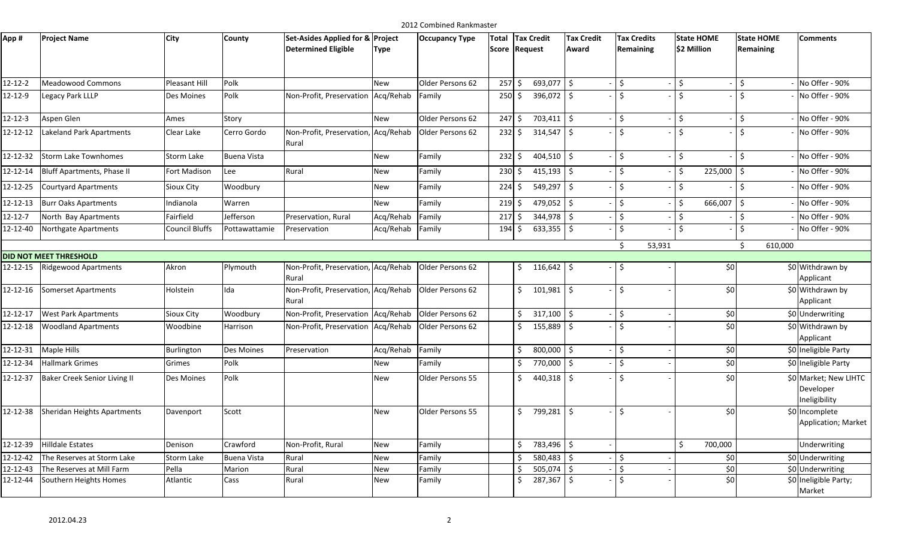2012 Combined Rankmaster

| App # | Project Name | City | County | Set-Asides Applied for & Determined Eligible | Project Type | Occupancy Type | Total Score | Tax Credit Request | Tax Credit Award | Tax Credits Remaining | State HOME $2 Million | State HOME Remaining | Comments |
|---|---|---|---|---|---|---|---|---|---|---|---|---|---|
| 12-12-2 | Meadowood Commons | Pleasant Hill | Polk | | New | Older Persons 62 | 257 | $ 693,077 | $ - | $ - | $ - | $ - | No Offer - 90% |
| 12-12-9 | Legacy Park LLLP | Des Moines | Polk | Non-Profit, Preservation | Acq/Rehab | Family | 250 | $ 396,072 | $ - | $ - | $ - | $ - | No Offer - 90% |
| 12-12-3 | Aspen Glen | Ames | Story | | New | Older Persons 62 | 247 | $ 703,411 | $ - | $ - | $ - | $ - | No Offer - 90% |
| 12-12-12 | Lakeland Park Apartments | Clear Lake | Cerro Gordo | Non-Profit, Preservation, Rural | Acq/Rehab | Older Persons 62 | 232 | $ 314,547 | $ - | $ - | $ - | $ - | No Offer - 90% |
| 12-12-32 | Storm Lake Townhomes | Storm Lake | Buena Vista | | New | Family | 232 | $ 404,510 | $ - | $ - | $ - | $ - | No Offer - 90% |
| 12-12-14 | Bluff Apartments, Phase II | Fort Madison | Lee | Rural | New | Family | 230 | $ 415,193 | $ - | $ - | $ 225,000 | $ - | No Offer - 90% |
| 12-12-25 | Courtyard Apartments | Sioux City | Woodbury | | New | Family | 224 | $ 549,297 | $ - | $ - | $ - | $ - | No Offer - 90% |
| 12-12-13 | Burr Oaks Apartments | Indianola | Warren | | New | Family | 219 | $ 479,052 | $ - | $ - | $ 666,007 | $ - | No Offer - 90% |
| 12-12-7 | North Bay Apartments | Fairfield | Jefferson | Preservation, Rural | Acq/Rehab | Family | 217 | $ 344,978 | $ - | $ - | $ - | $ - | No Offer - 90% |
| 12-12-40 | Northgate Apartments | Council Bluffs | Pottawattamie | Preservation | Acq/Rehab | Family | 194 | $ 633,355 | $ - | $ - | $ - | $ - | No Offer - 90% |
| | | | | | | | | | | $ 53,931 | | $ 610,000 | |
| **DID NOT MEET THRESHOLD** | | | | | | | | | | | | | |
| 12-12-15 | Ridgewood Apartments | Akron | Plymouth | Non-Profit, Preservation, Rural | Acq/Rehab | Older Persons 62 | | $ 116,642 | $ - | $ - | $0 | $0 | Withdrawn by Applicant |
| 12-12-16 | Somerset Apartments | Holstein | Ida | Non-Profit, Preservation, Rural | Acq/Rehab | Older Persons 62 | | $ 101,981 | $ - | $ - | $0 | $0 | Withdrawn by Applicant |
| 12-12-17 | West Park Apartments | Sioux City | Woodbury | Non-Profit, Preservation | Acq/Rehab | Older Persons 62 | | $ 317,100 | $ - | $ - | $0 | $0 | Underwriting |
| 12-12-18 | Woodland Apartments | Woodbine | Harrison | Non-Profit, Preservation | Acq/Rehab | Older Persons 62 | | $ 155,889 | $ - | $ - | $0 | $0 | Withdrawn by Applicant |
| 12-12-31 | Maple Hills | Burlington | Des Moines | Preservation | Acq/Rehab | Family | | $ 800,000 | $ - | $ - | $0 | $0 | Ineligible Party |
| 12-12-34 | Hallmark Grimes | Grimes | Polk | | New | Family | | $ 770,000 | $ - | $ - | $0 | $0 | Ineligible Party |
| 12-12-37 | Baker Creek Senior Living II | Des Moines | Polk | | New | Older Persons 55 | | $ 440,318 | $ - | $ - | $0 | $0 | Market; New LIHTC Developer Ineligibility |
| 12-12-38 | Sheridan Heights Apartments | Davenport | Scott | | New | Older Persons 55 | | $ 799,281 | $ - | $ - | $0 | $0 | Incomplete Application; Market |
| 12-12-39 | Hilldale Estates | Denison | Crawford | Non-Profit, Rural | New | Family | | $ 783,496 | $ - | | $ 700,000 | | Underwriting |
| 12-12-42 | The Reserves at Storm Lake | Storm Lake | Buena Vista | Rural | New | Family | | $ 580,483 | $ - | $ - | $0 | $0 | Underwriting |
| 12-12-43 | The Reserves at Mill Farm | Pella | Marion | Rural | New | Family | | $ 505,074 | $ - | $ - | $0 | $0 | Underwriting |
| 12-12-44 | Southern Heights Homes | Atlantic | Cass | Rural | New | Family | | $ 287,367 | $ - | $ - | $0 | $0 | Ineligible Party; Market |

2012.04.23